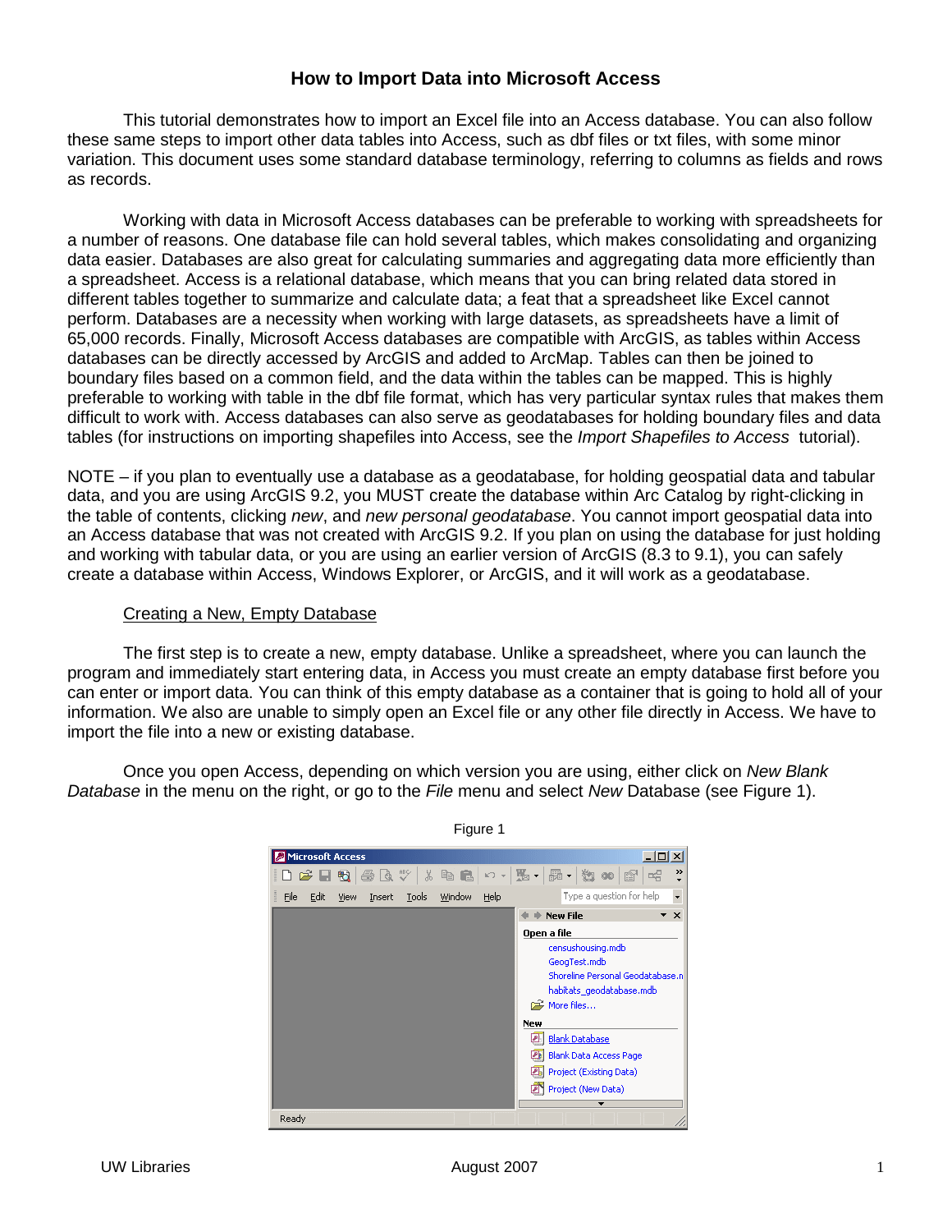# How to Import Data into Microsoft Access

This tutorial demonstrates how to import an Excel file into an Access database. You can also follow these same steps to import other data tables into Access, such as dbf files or txt files, with some minor variation. This document uses some standard database terminology, referring to columns as fields and rows as records.

Working with data in Microsoft Access databases can be preferable to working with spreadsheets for a number of reasons. One database file can hold several tables, which makes consolidating and organizing data easier. Databases are also great for calculating summaries and aggregating data more efficiently than a spreadsheet. Access is a relational database, which means that you can bring related data stored in different tables together to summarize and calculate data; a feat that a spreadsheet like Excel cannot perform. Databases are a necessity when working with large datasets, as spreadsheets have a limit of 65,000 records. Finally, Microsoft Access databases are compatible with ArcGIS, as tables within Access databases can be directly accessed by ArcGIS and added to ArcMap. Tables can then be joined to boundary files based on a common field, and the data within the tables can be mapped. This is highly preferable to working with table in the dbf file format, which has very particular syntax rules that makes them difficult to work with. Access databases can also serve as geodatabases for holding boundary files and data tables (for instructions on importing shapefiles into Access, see the *Import Shapefiles to Access* tutorial).

NOTE – if you plan to eventually use a database as a geodatabase, for holding geospatial data and tabular data, and you are using ArcGIS 9.2, you MUST create the database within Arc Catalog by right-clicking in the table of contents, clicking *new*, and *new personal geodatabase*. You cannot import geospatial data into an Access database that was not created with ArcGIS 9.2. If you plan on using the database for just holding and working with tabular data, or you are using an earlier version of ArcGIS (8.3 to 9.1), you can safely create a database within Access, Windows Explorer, or ArcGIS, and it will work as a geodatabase.

## Creating a New, Empty Database

The first step is to create a new, empty database. Unlike a spreadsheet, where you can launch the program and immediately start entering data, in Access you must create an empty database first before you can enter or import data. You can think of this empty database as a container that is going to hold all of your information. We also are unable to simply open an Excel file or any other file directly in Access. We have to import the file into a new or existing database.

Once you open Access, depending on which version you are using, either click on *New Blank Database* in the menu on the right, or go to the *File* menu and select *New* Database (see Figure 1).

Figure 1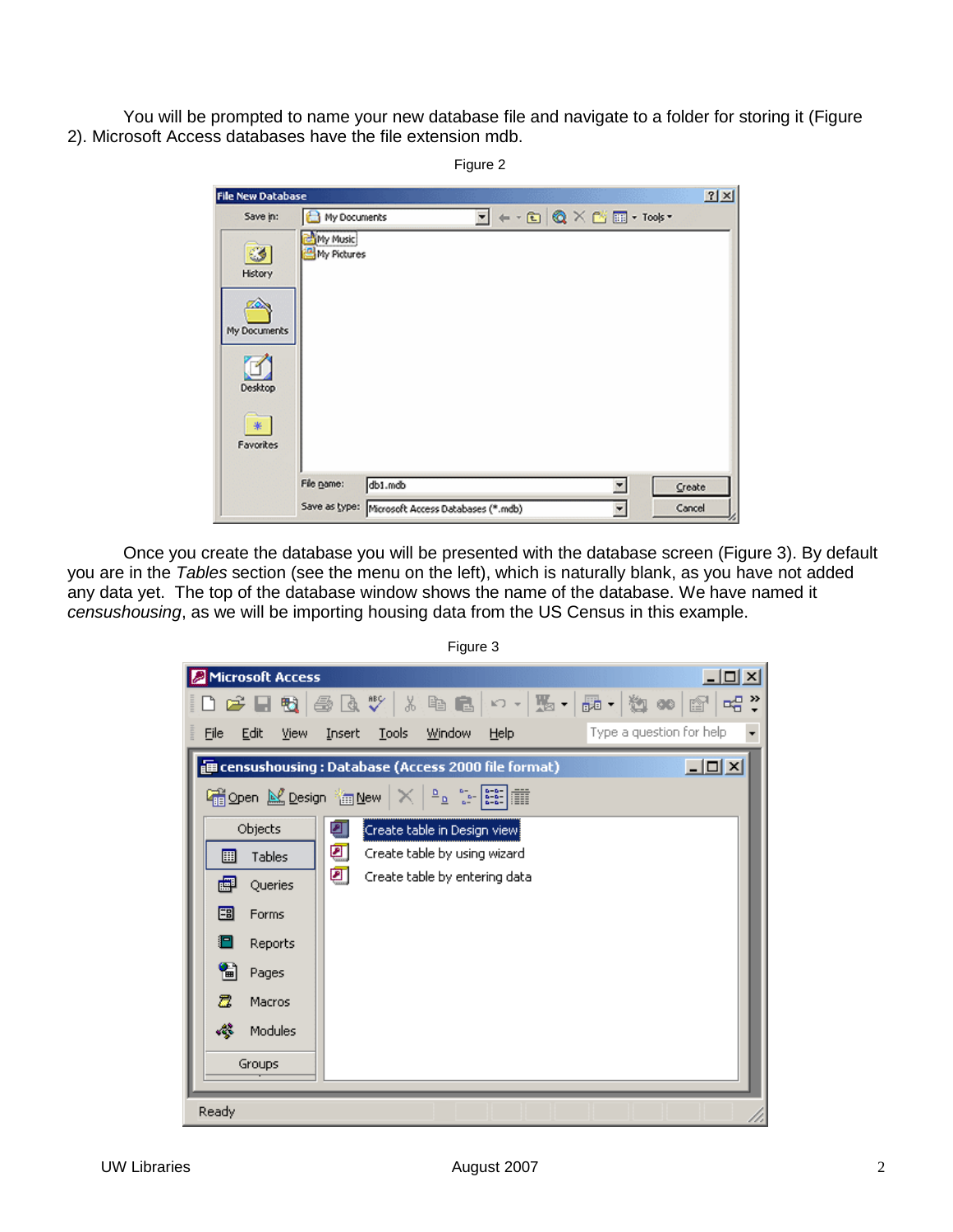You will be prompted to name your new database file and navigate to a folder for storing it (Figure 2). Microsoft Access databases have the file extension mdb.

Figure 2

Once you create the database you will be presented with the database screen (Figure 3). By default you are in the *Tables* section (see the menu on the left), which is naturally blank, as you have not added any data yet. The top of the database window shows the name of the database. We have named it *censushousing*, as we will be importing housing data from the US Census in this example.

Figure 3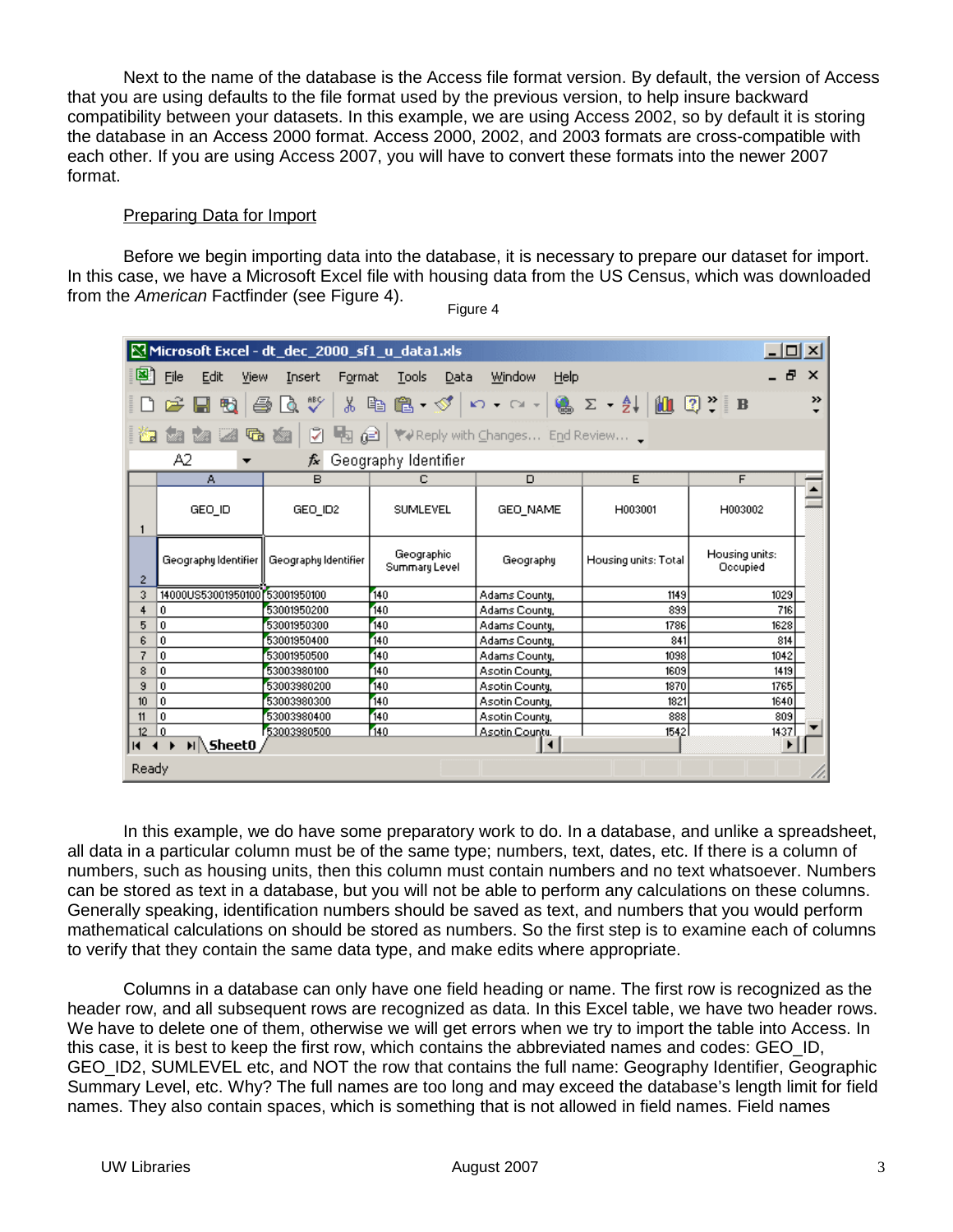Next to the name of the database is the Access file format version. By default, the version of Access that you are using defaults to the file format used by the previous version, to help insure backward compatibility between your datasets. In this example, we are using Access 2002, so by default it is storing the database in an Access 2000 format. Access 2000, 2002, and 2003 formats are cross-compatible with each other. If you are using Access 2007, you will have to convert these formats into the newer 2007 format.

Preparing Data for Import

Before we begin importing data into the database, it is necessary to prepare our dataset for import. In this case, we have a Microsoft Excel file with housing data from the US Census, which was downloaded from the *American* Factfinder (see Figure 4).

Figure 4

| | A | B | C | D | E | F |
|---|---|---|---|---|---|---|
| 1 | GEO_ID | GEO_ID2 | SUMLEVEL | GEO_NAME | H003001 | H003002 |
| 2 | Geography Identifier | Geography Identifier | Geographic Summary Level | Geography | Housing units: Total | Housing units: Occupied |
| 3 | 14000US53001950100 | 53001950100 | 140 | Adams County, | 1149 | 1029 |
| 4 | 0 | 53001950200 | 140 | Adams County, | 899 | 716 |
| 5 | 0 | 53001950300 | 140 | Adams County, | 1786 | 1628 |
| 6 | 0 | 53001950400 | 140 | Adams County, | 841 | 814 |
| 7 | 0 | 53001950500 | 140 | Adams County, | 1098 | 1042 |
| 8 | 0 | 53003980100 | 140 | Asotin County, | 1609 | 1419 |
| 9 | 0 | 53003980200 | 140 | Asotin County, | 1870 | 1765 |
| 10 | 0 | 53003980300 | 140 | Asotin County, | 1821 | 1640 |
| 11 | 0 | 53003980400 | 140 | Asotin County, | 888 | 809 |
| 12 | 0 | 53003980500 | 140 | Asotin County, | 1542 | 1437 |

In this example, we do have some preparatory work to do. In a database, and unlike a spreadsheet, all data in a particular column must be of the same type; numbers, text, dates, etc. If there is a column of numbers, such as housing units, then this column must contain numbers and no text whatsoever. Numbers can be stored as text in a database, but you will not be able to perform any calculations on these columns. Generally speaking, identification numbers should be saved as text, and numbers that you would perform mathematical calculations on should be stored as numbers. So the first step is to examine each of columns to verify that they contain the same data type, and make edits where appropriate.

Columns in a database can only have one field heading or name. The first row is recognized as the header row, and all subsequent rows are recognized as data. In this Excel table, we have two header rows. We have to delete one of them, otherwise we will get errors when we try to import the table into Access. In this case, it is best to keep the first row, which contains the abbreviated names and codes: GEO_ID, GEO_ID2, SUMLEVEL etc, and NOT the row that contains the full name: Geography Identifier, Geographic Summary Level, etc. Why? The full names are too long and may exceed the database's length limit for field names. They also contain spaces, which is something that is not allowed in field names. Field names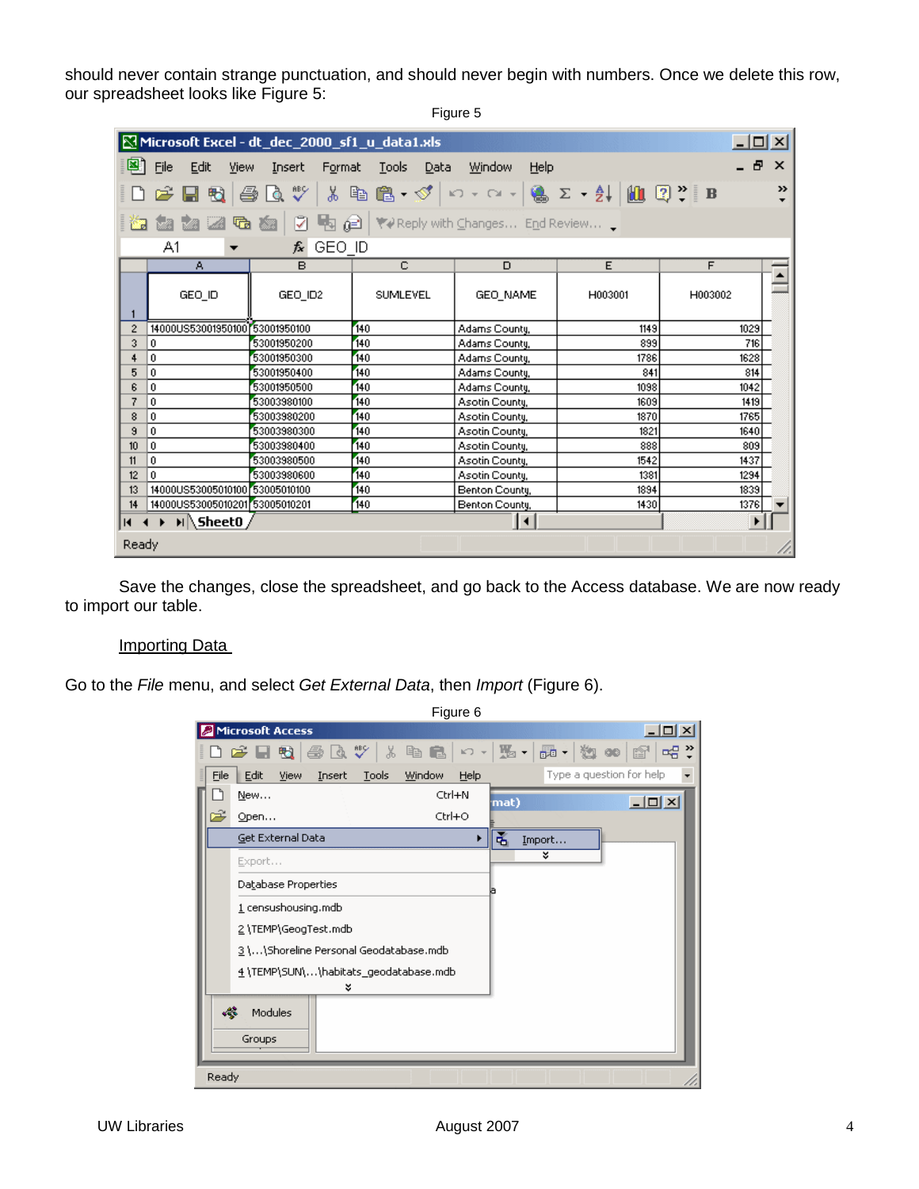should never contain strange punctuation, and should never begin with numbers. Once we delete this row, our spreadsheet looks like Figure 5:

Figure 5

Save the changes, close the spreadsheet, and go back to the Access database. We are now ready to import our table.

## Importing Data

Go to the *File* menu, and select *Get External Data*, then *Import* (Figure 6).

Figure 6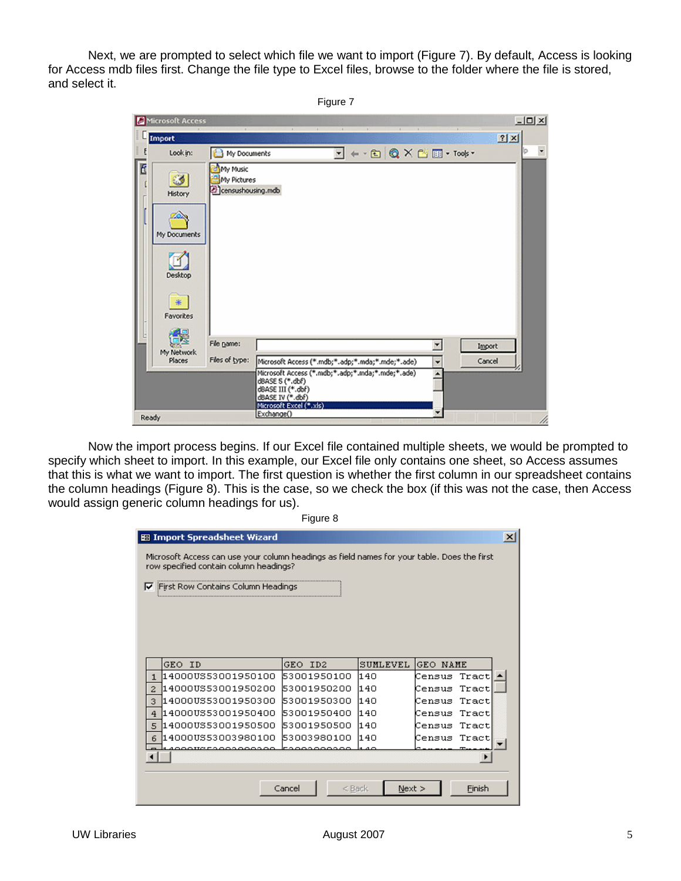Next, we are prompted to select which file we want to import (Figure 7). By default, Access is looking for Access mdb files first. Change the file type to Excel files, browse to the folder where the file is stored, and select it.

Figure 7

Now the import process begins. If our Excel file contained multiple sheets, we would be prompted to specify which sheet to import. In this example, our Excel file only contains one sheet, so Access assumes that this is what we want to import. The first question is whether the first column in our spreadsheet contains the column headings (Figure 8). This is the case, so we check the box (if this was not the case, then Access would assign generic column headings for us).

Figure 8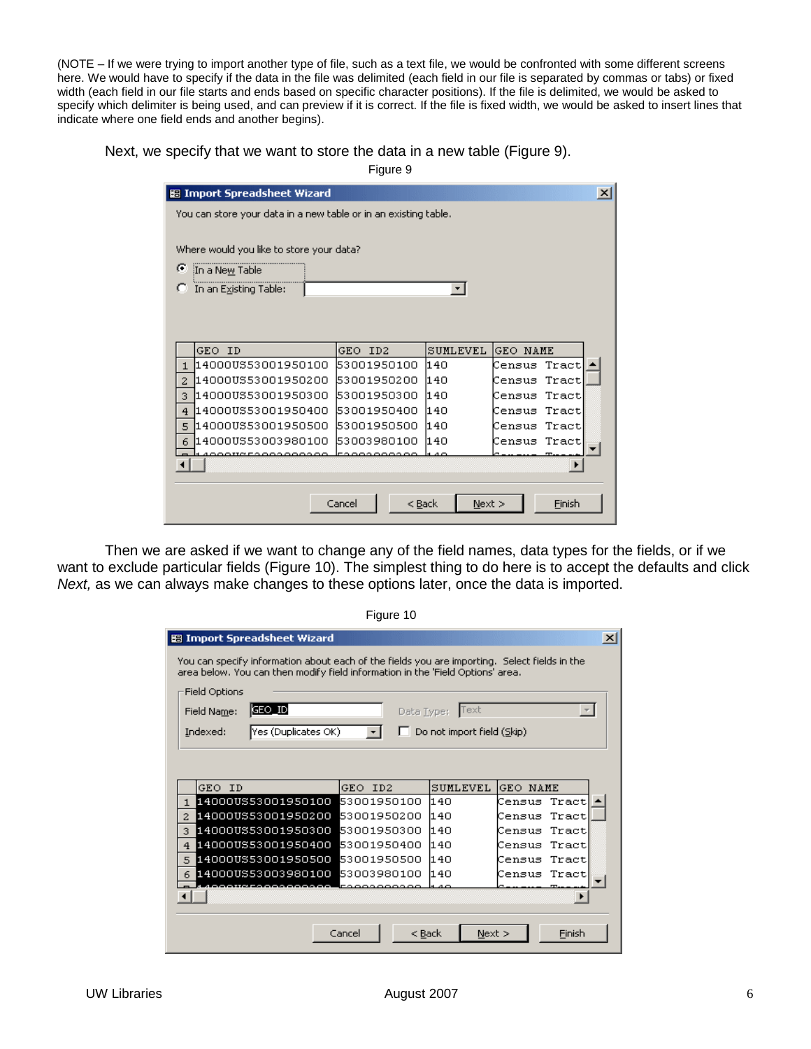(NOTE – If we were trying to import another type of file, such as a text file, we would be confronted with some different screens here. We would have to specify if the data in the file was delimited (each field in our file is separated by commas or tabs) or fixed width (each field in our file starts and ends based on specific character positions). If the file is delimited, we would be asked to specify which delimiter is being used, and can preview if it is correct. If the file is fixed width, we would be asked to insert lines that indicate where one field ends and another begins).

Next, we specify that we want to store the data in a new table (Figure 9).

Figure 9

Import Spreadsheet Wizard

You can store your data in a new table or in an existing table.

Where would you like to store your data?

- (•) In a New Table
- ( ) In an Existing Table:

| | GEO ID | GEO ID2 | SUMLEVEL | GEO NAME |
|---|---|---|---|---|
| 1 | 1400US53001950100 | 53001950100 | 140 | Census Tract |
| 2 | 1400US53001950200 | 53001950200 | 140 | Census Tract |
| 3 | 1400US53001950300 | 53001950300 | 140 | Census Tract |
| 4 | 1400US53001950400 | 53001950400 | 140 | Census Tract |
| 5 | 1400US53001950500 | 53001950500 | 140 | Census Tract |
| 6 | 1400US53003980100 | 53003980100 | 140 | Census Tract |

Cancel | < Back | Next > | Finish

Then we are asked if we want to change any of the field names, data types for the fields, or if we want to exclude particular fields (Figure 10). The simplest thing to do here is to accept the defaults and click *Next,* as we can always make changes to these options later, once the data is imported.

Figure 10

Import Spreadsheet Wizard

You can specify information about each of the fields you are importing. Select fields in the area below. You can then modify field information in the 'Field Options' area.

Field Options

Field Name: GEO_ID  Data Type: Text

Indexed: Yes (Duplicates OK)  [ ] Do not import field (Skip)

| | GEO ID | GEO ID2 | SUMLEVEL | GEO NAME |
|---|---|---|---|---|
| 1 | 1400US53001950100 | 53001950100 | 140 | Census Tract |
| 2 | 1400US53001950200 | 53001950200 | 140 | Census Tract |
| 3 | 1400US53001950300 | 53001950300 | 140 | Census Tract |
| 4 | 1400US53001950400 | 53001950400 | 140 | Census Tract |
| 5 | 1400US53001950500 | 53001950500 | 140 | Census Tract |
| 6 | 1400US53003980100 | 53003980100 | 140 | Census Tract |

Cancel | < Back | Next > | Finish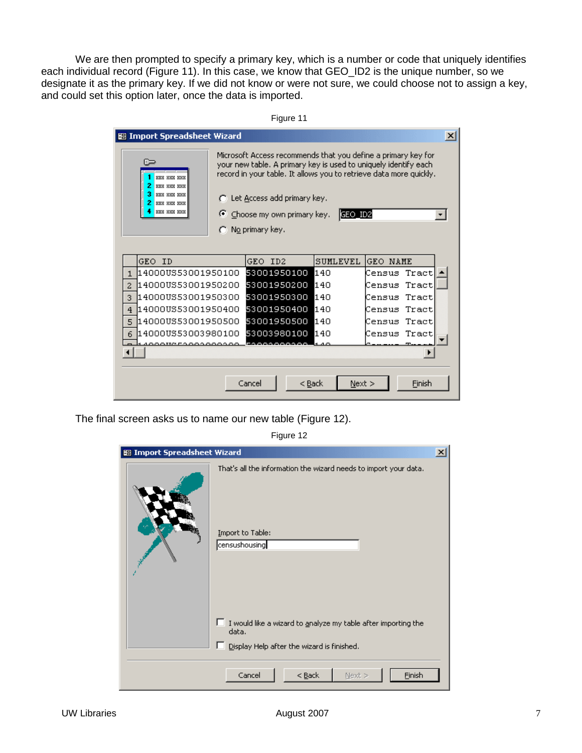We are then prompted to specify a primary key, which is a number or code that uniquely identifies each individual record (Figure 11). In this case, we know that GEO_ID2 is the unique number, so we designate it as the primary key. If we did not know or were not sure, we could choose not to assign a key, and could set this option later, once the data is imported.

Figure 11

The final screen asks us to name our new table (Figure 12).

Figure 12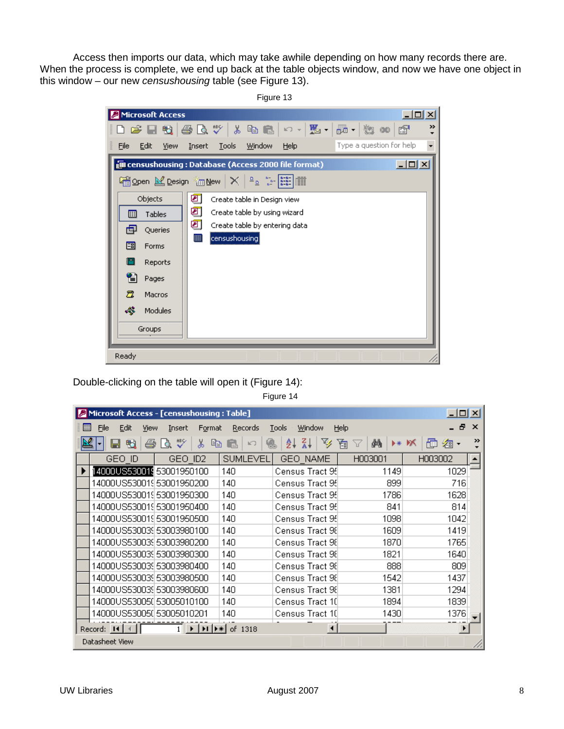Access then imports our data, which may take awhile depending on how many records there are. When the process is complete, we end up back at the table objects window, and now we have one object in this window – our new *censushousing* table (see Figure 13).

Figure 13

Double-clicking on the table will open it (Figure 14):

Figure 14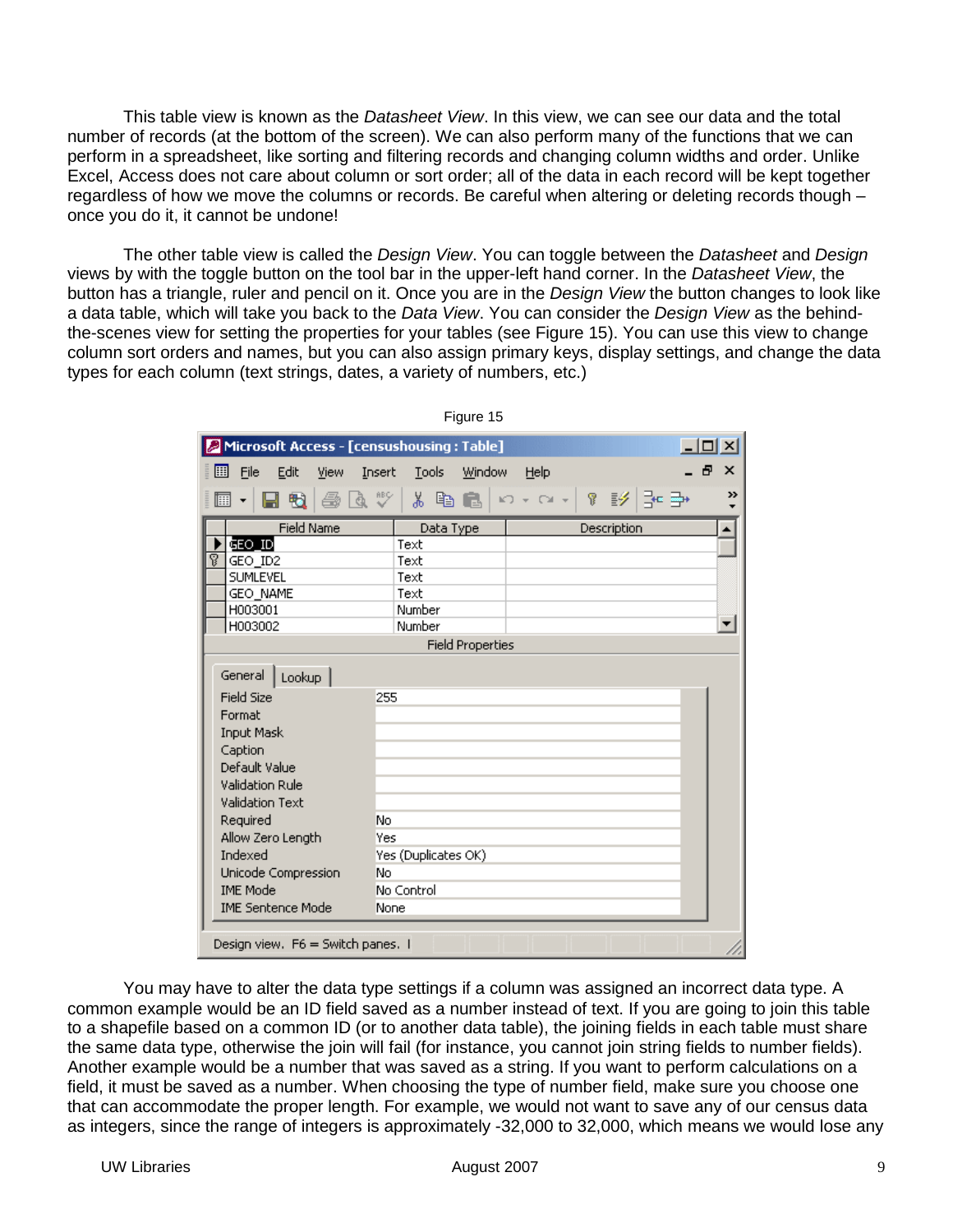This table view is known as the *Datasheet View*. In this view, we can see our data and the total number of records (at the bottom of the screen). We can also perform many of the functions that we can perform in a spreadsheet, like sorting and filtering records and changing column widths and order. Unlike Excel, Access does not care about column or sort order; all of the data in each record will be kept together regardless of how we move the columns or records. Be careful when altering or deleting records though – once you do it, it cannot be undone!

The other table view is called the *Design View*. You can toggle between the *Datasheet* and *Design* views by with the toggle button on the tool bar in the upper-left hand corner. In the *Datasheet View*, the button has a triangle, ruler and pencil on it. Once you are in the *Design View* the button changes to look like a data table, which will take you back to the *Data View*. You can consider the *Design View* as the behind-the-scenes view for setting the properties for your tables (see Figure 15). You can use this view to change column sort orders and names, but you can also assign primary keys, display settings, and change the data types for each column (text strings, dates, a variety of numbers, etc.)

Figure 15

You may have to alter the data type settings if a column was assigned an incorrect data type. A common example would be an ID field saved as a number instead of text. If you are going to join this table to a shapefile based on a common ID (or to another data table), the joining fields in each table must share the same data type, otherwise the join will fail (for instance, you cannot join string fields to number fields). Another example would be a number that was saved as a string. If you want to perform calculations on a field, it must be saved as a number. When choosing the type of number field, make sure you choose one that can accommodate the proper length. For example, we would not want to save any of our census data as integers, since the range of integers is approximately -32,000 to 32,000, which means we would lose any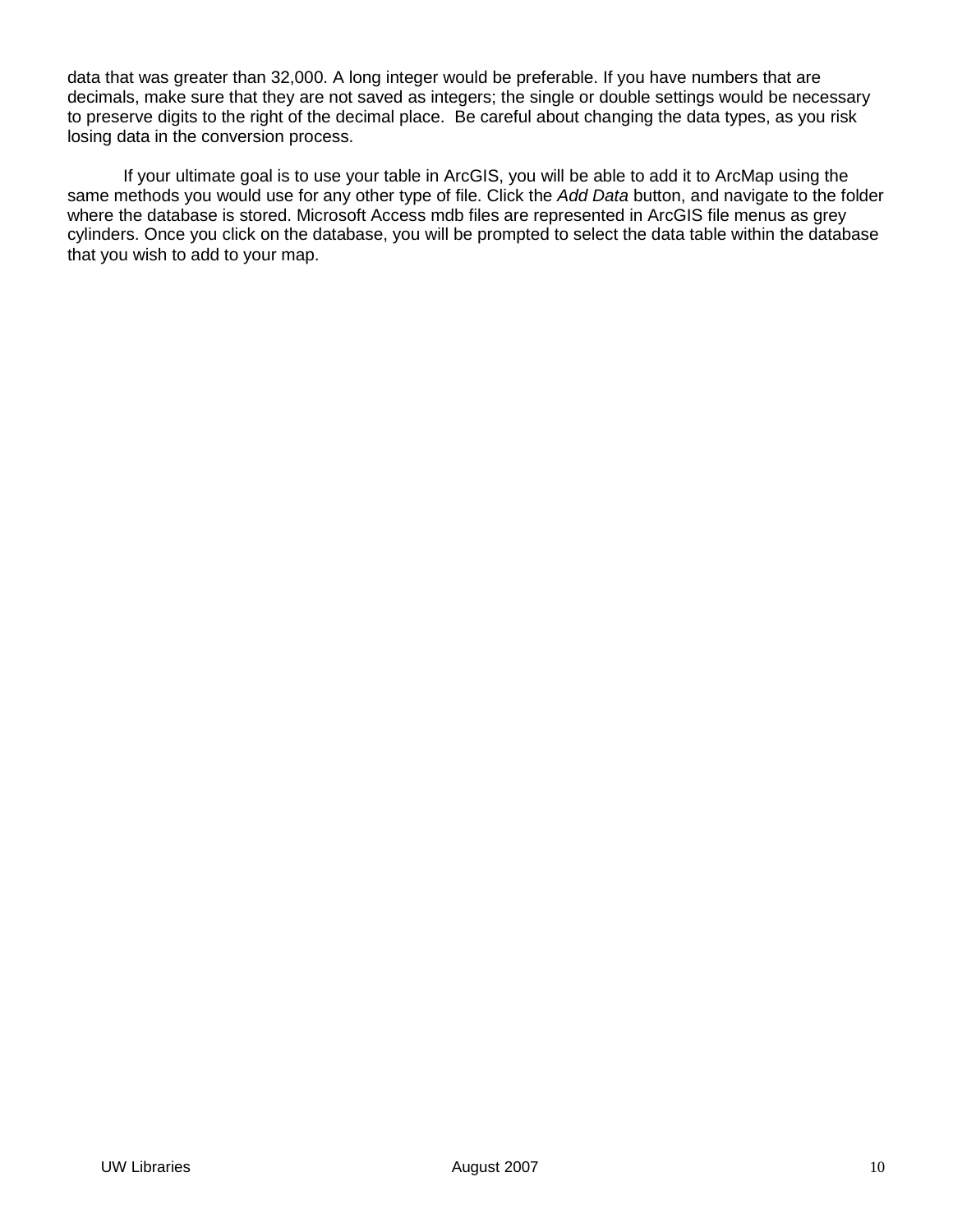data that was greater than 32,000. A long integer would be preferable. If you have numbers that are decimals, make sure that they are not saved as integers; the single or double settings would be necessary to preserve digits to the right of the decimal place. Be careful about changing the data types, as you risk losing data in the conversion process.

If your ultimate goal is to use your table in ArcGIS, you will be able to add it to ArcMap using the same methods you would use for any other type of file. Click the *Add Data* button, and navigate to the folder where the database is stored. Microsoft Access mdb files are represented in ArcGIS file menus as grey cylinders. Once you click on the database, you will be prompted to select the data table within the database that you wish to add to your map.